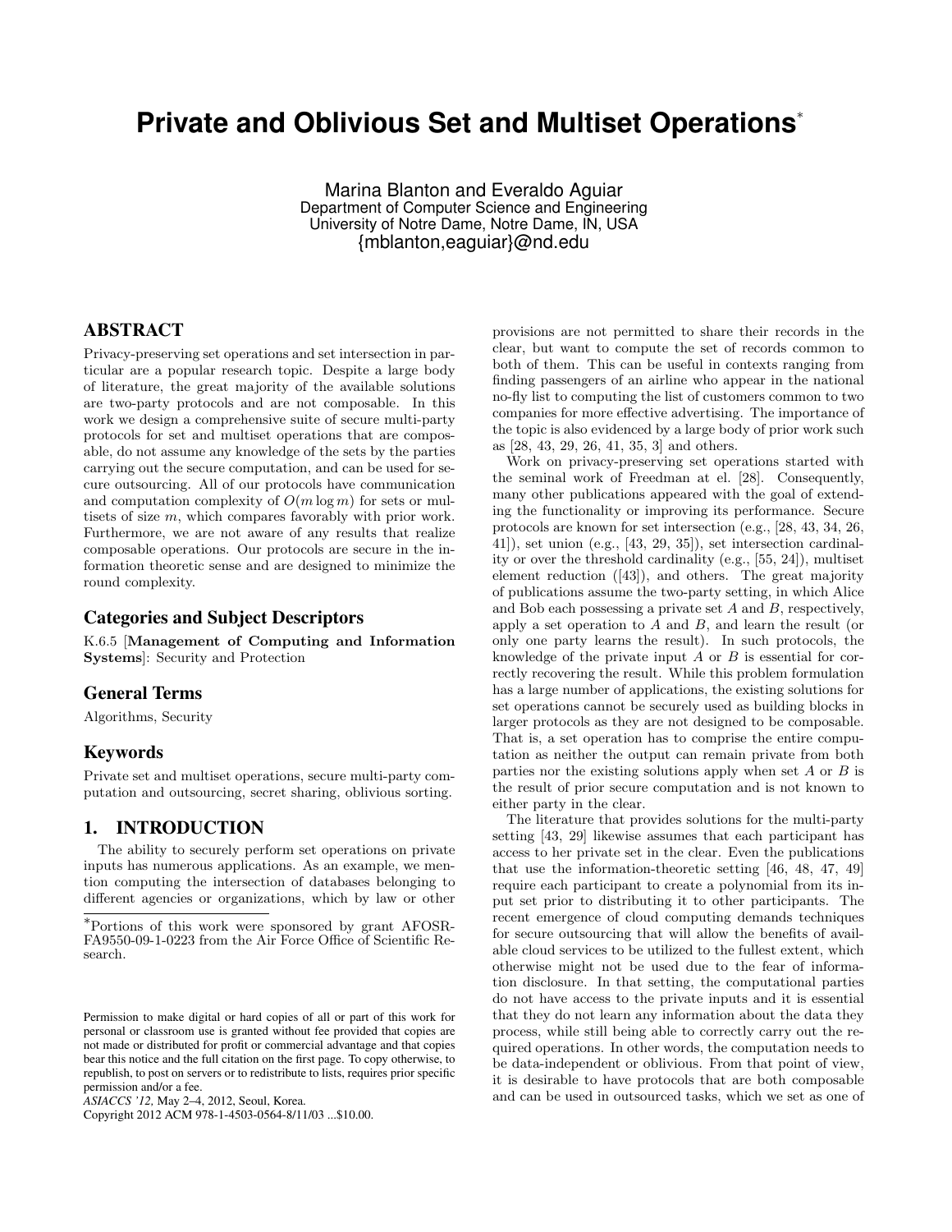# Private and Oblivious Set and Multiset Operations*

Marina Blanton and Everaldo Aguiar
Department of Computer Science and Engineering
University of Notre Dame, Notre Dame, IN, USA
{mblanton,eaguiar}@nd.edu

## ABSTRACT

Privacy-preserving set operations and set intersection in particular are a popular research topic. Despite a large body of literature, the great majority of the available solutions are two-party protocols and are not composable. In this work we design a comprehensive suite of secure multi-party protocols for set and multiset operations that are composable, do not assume any knowledge of the sets by the parties carrying out the secure computation, and can be used for secure outsourcing. All of our protocols have communication and computation complexity of $O(m \log m)$ for sets or multisets of size $m$, which compares favorably with prior work. Furthermore, we are not aware of any results that realize composable operations. Our protocols are secure in the information theoretic sense and are designed to minimize the round complexity.

### Categories and Subject Descriptors

K.6.5 [**Management of Computing and Information Systems**]: Security and Protection

### General Terms

Algorithms, Security

### Keywords

Private set and multiset operations, secure multi-party computation and outsourcing, secret sharing, oblivious sorting.

## 1. INTRODUCTION

The ability to securely perform set operations on private inputs has numerous applications. As an example, we mention computing the intersection of databases belonging to different agencies or organizations, which by law or other provisions are not permitted to share their records in the clear, but want to compute the set of records common to both of them. This can be useful in contexts ranging from finding passengers of an airline who appear in the national no-fly list to computing the list of customers common to two companies for more effective advertising. The importance of the topic is also evidenced by a large body of prior work such as [28, 43, 29, 26, 41, 35, 3] and others.

Work on privacy-preserving set operations started with the seminal work of Freedman at el. [28]. Consequently, many other publications appeared with the goal of extending the functionality or improving its performance. Secure protocols are known for set intersection (e.g., [28, 43, 34, 26, 41]), set union (e.g., [43, 29, 35]), set intersection cardinality or over the threshold cardinality (e.g., [55, 24]), multiset element reduction ([43]), and others. The great majority of publications assume the two-party setting, in which Alice and Bob each possessing a private set $A$ and $B$, respectively, apply a set operation to $A$ and $B$, and learn the result (or only one party learns the result). In such protocols, the knowledge of the private input $A$ or $B$ is essential for correctly recovering the result. While this problem formulation has a large number of applications, the existing solutions for set operations cannot be securely used as building blocks in larger protocols as they are not designed to be composable. That is, a set operation has to comprise the entire computation as neither the output can remain private from both parties nor the existing solutions apply when set $A$ or $B$ is the result of prior secure computation and is not known to either party in the clear.

The literature that provides solutions for the multi-party setting [43, 29] likewise assumes that each participant has access to her private set in the clear. Even the publications that use the information-theoretic setting [46, 48, 47, 49] require each participant to create a polynomial from its input set prior to distributing it to other participants. The recent emergence of cloud computing demands techniques for secure outsourcing that will allow the benefits of available cloud services to be utilized to the fullest extent, which otherwise might not be used due to the fear of information disclosure. In that setting, the computational parties do not have access to the private inputs and it is essential that they do not learn any information about the data they process, while still being able to correctly carry out the required operations. In other words, the computation needs to be data-independent or oblivious. From that point of view, it is desirable to have protocols that are both composable and can be used in outsourced tasks, which we set as one of

*Portions of this work were sponsored by grant AFOSR-FA9550-09-1-0223 from the Air Force Office of Scientific Research.

Permission to make digital or hard copies of all or part of this work for personal or classroom use is granted without fee provided that copies are not made or distributed for profit or commercial advantage and that copies bear this notice and the full citation on the first page. To copy otherwise, to republish, to post on servers or to redistribute to lists, requires prior specific permission and/or a fee.
*ASIACCS '12,* May 2–4, 2012, Seoul, Korea.
Copyright 2012 ACM 978-1-4503-0564-8/11/03 ...$10.00.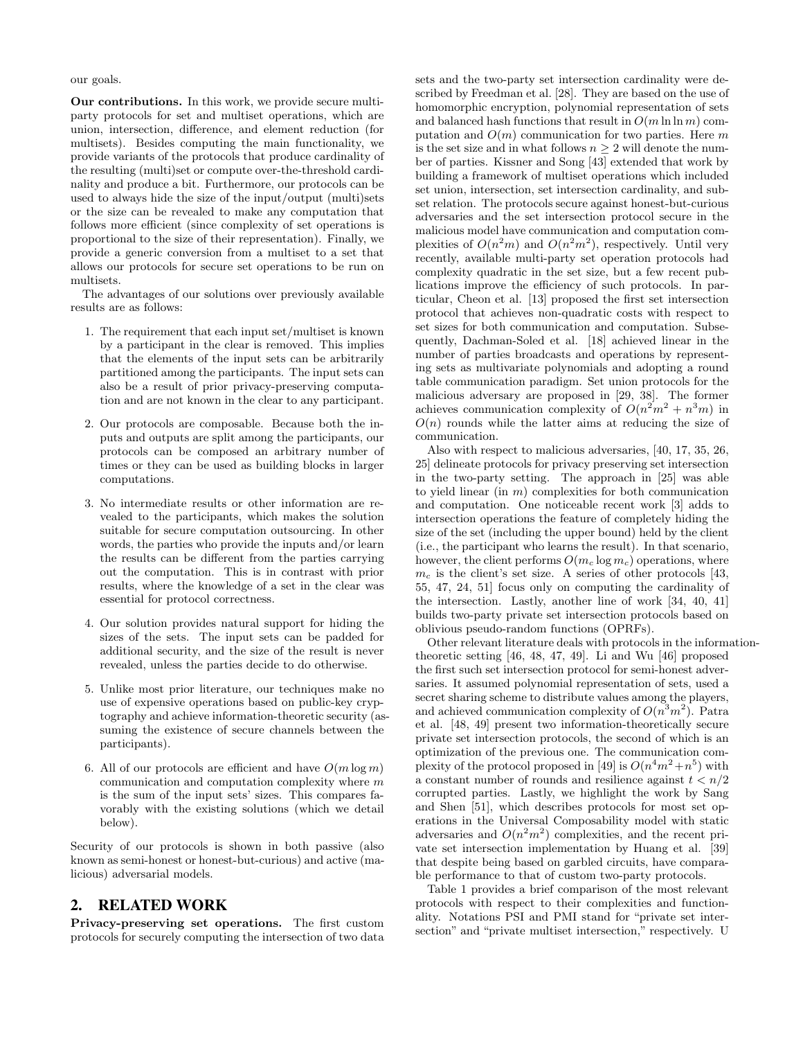our goals.

**Our contributions.** In this work, we provide secure multi-party protocols for set and multiset operations, which are union, intersection, difference, and element reduction (for multisets). Besides computing the main functionality, we provide variants of the protocols that produce cardinality of the resulting (multi)set or compute over-the-threshold cardinality and produce a bit. Furthermore, our protocols can be used to always hide the size of the input/output (multi)sets or the size can be revealed to make any computation that follows more efficient (since complexity of set operations is proportional to the size of their representation). Finally, we provide a generic conversion from a multiset to a set that allows our protocols for secure set operations to be run on multisets.

The advantages of our solutions over previously available results are as follows:

1. The requirement that each input set/multiset is known by a participant in the clear is removed. This implies that the elements of the input sets can be arbitrarily partitioned among the participants. The input sets can also be a result of prior privacy-preserving computation and are not known in the clear to any participant.
2. Our protocols are composable. Because both the inputs and outputs are split among the participants, our protocols can be composed an arbitrary number of times or they can be used as building blocks in larger computations.
3. No intermediate results or other information are revealed to the participants, which makes the solution suitable for secure computation outsourcing. In other words, the parties who provide the inputs and/or learn the results can be different from the parties carrying out the computation. This is in contrast with prior results, where the knowledge of a set in the clear was essential for protocol correctness.
4. Our solution provides natural support for hiding the sizes of the sets. The input sets can be padded for additional security, and the size of the result is never revealed, unless the parties decide to do otherwise.
5. Unlike most prior literature, our techniques make no use of expensive operations based on public-key cryptography and achieve information-theoretic security (assuming the existence of secure channels between the participants).
6. All of our protocols are efficient and have $O(m \log m)$ communication and computation complexity where $m$ is the sum of the input sets' sizes. This compares favorably with the existing solutions (which we detail below).

Security of our protocols is shown in both passive (also known as semi-honest or honest-but-curious) and active (malicious) adversarial models.

## 2. RELATED WORK

**Privacy-preserving set operations.** The first custom protocols for securely computing the intersection of two data sets and the two-party set intersection cardinality were described by Freedman et al. [28]. They are based on the use of homomorphic encryption, polynomial representation of sets and balanced hash functions that result in $O(m \ln \ln m)$ computation and $O(m)$ communication for two parties. Here $m$ is the set size and in what follows $n \geq 2$ will denote the number of parties. Kissner and Song [43] extended that work by building a framework of multiset operations which included set union, intersection, set intersection cardinality, and subset relation. The protocols secure against honest-but-curious adversaries and the set intersection protocol secure in the malicious model have communication and computation complexities of $O(n^2m)$ and $O(n^2m^2)$, respectively. Until very recently, available multi-party set operation protocols had complexity quadratic in the set size, but a few recent publications improve the efficiency of such protocols. In particular, Cheon et al. [13] proposed the first set intersection protocol that achieves non-quadratic costs with respect to set sizes for both communication and computation. Subsequently, Dachman-Soled et al. [18] achieved linear in the number of parties broadcasts and operations by representing sets as multivariate polynomials and adopting a round table communication paradigm. Set union protocols for the malicious adversary are proposed in [29, 38]. The former achieves communication complexity of $O(n^2m^2 + n^3m)$ in $O(n)$ rounds while the latter aims at reducing the size of communication.

Also with respect to malicious adversaries, [40, 17, 35, 26, 25] delineate protocols for privacy preserving set intersection in the two-party setting. The approach in [25] was able to yield linear (in $m$) complexities for both communication and computation. One noticeable recent work [3] adds to intersection operations the feature of completely hiding the size of the set (including the upper bound) held by the client (i.e., the participant who learns the result). In that scenario, however, the client performs $O(m_c \log m_c)$ operations, where $m_c$ is the client's set size. A series of other protocols [43, 55, 47, 24, 51] focus only on computing the cardinality of the intersection. Lastly, another line of work [34, 40, 41] builds two-party private set intersection protocols based on oblivious pseudo-random functions (OPRFs).

Other relevant literature deals with protocols in the information-theoretic setting [46, 48, 47, 49]. Li and Wu [46] proposed the first such set intersection protocol for semi-honest adversaries. It assumed polynomial representation of sets, used a secret sharing scheme to distribute values among the players, and achieved communication complexity of $O(n^3m^2)$. Patra et al. [48, 49] present two information-theoretically secure private set intersection protocols, the second of which is an optimization of the previous one. The communication complexity of the protocol proposed in [49] is $O(n^4m^2 + n^5)$ with a constant number of rounds and resilience against $t < n/2$ corrupted parties. Lastly, we highlight the work by Sang and Shen [51], which describes protocols for most set operations in the Universal Composability model with static adversaries and $O(n^2m^2)$ complexities, and the recent private set intersection implementation by Huang et al. [39] that despite being based on garbled circuits, have comparable performance to that of custom two-party protocols.

Table 1 provides a brief comparison of the most relevant protocols with respect to their complexities and functionality. Notations PSI and PMI stand for "private set intersection" and "private multiset intersection," respectively. U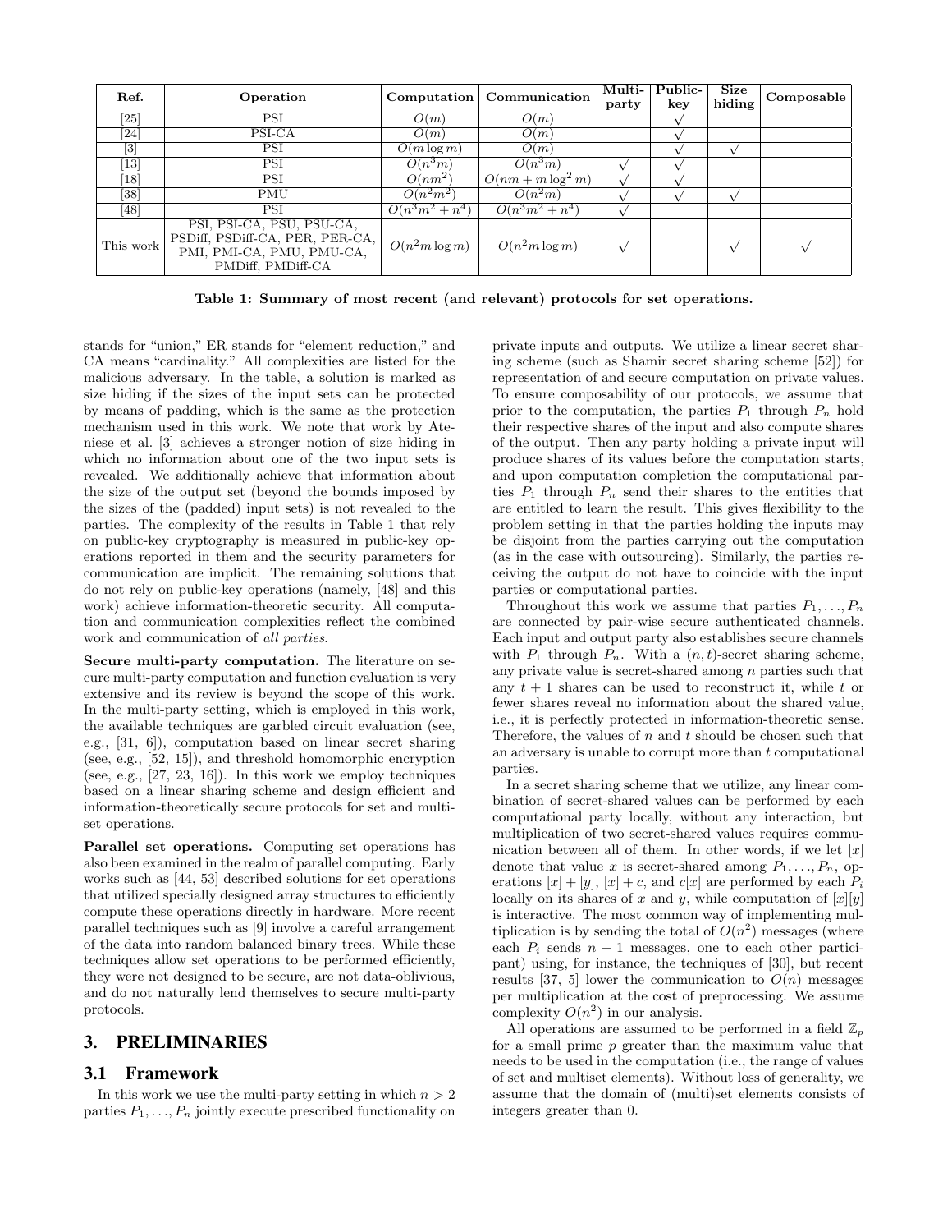| Ref. | Operation | Computation | Communication | Multi-party | Public-key | Size hiding | Composable |
|---|---|---|---|---|---|---|---|
| [25] | PSI | $O(m)$ | $O(m)$ | | √ | | |
| [24] | PSI-CA | $O(m)$ | $O(m)$ | | √ | | |
| [3] | PSI | $O(m \log m)$ | $O(m)$ | | √ | √ | |
| [13] | PSI | $O(n^3 m)$ | $O(n^3 m)$ | √ | √ | | |
| [18] | PSI | $O(nm^2)$ | $O(nm + m \log^2 m)$ | √ | √ | | |
| [38] | PMU | $O(n^2 m^2)$ | $O(n^2 m)$ | √ | √ | √ | |
| [48] | PSI | $O(n^3 m^2 + n^4)$ | $O(n^3 m^2 + n^4)$ | √ | | | |
| This work | PSI, PSI-CA, PSU, PSU-CA, PSDiff, PSDiff-CA, PER, PER-CA, PMI, PMI-CA, PMU, PMU-CA, PMDiff, PMDiff-CA | $O(n^2 m \log m)$ | $O(n^2 m \log m)$ | √ | | √ | √ |

**Table 1: Summary of most recent (and relevant) protocols for set operations.**

stands for "union," ER stands for "element reduction," and CA means "cardinality." All complexities are listed for the malicious adversary. In the table, a solution is marked as size hiding if the sizes of the input sets can be protected by means of padding, which is the same as the protection mechanism used in this work. We note that work by Ateniese et al. [3] achieves a stronger notion of size hiding in which no information about one of the two input sets is revealed. We additionally achieve that information about the size of the output set (beyond the bounds imposed by the sizes of the (padded) input sets) is not revealed to the parties. The complexity of the results in Table 1 that rely on public-key cryptography is measured in public-key operations reported in them and the security parameters for communication are implicit. The remaining solutions that do not rely on public-key operations (namely, [48] and this work) achieve information-theoretic security. All computation and communication complexities reflect the combined work and communication of *all parties*.

**Secure multi-party computation.** The literature on secure multi-party computation and function evaluation is very extensive and its review is beyond the scope of this work. In the multi-party setting, which is employed in this work, the available techniques are garbled circuit evaluation (see, e.g., [31, 6]), computation based on linear secret sharing (see, e.g., [52, 15]), and threshold homomorphic encryption (see, e.g., [27, 23, 16]). In this work we employ techniques based on a linear sharing scheme and design efficient and information-theoretically secure protocols for set and multiset operations.

**Parallel set operations.** Computing set operations has also been examined in the realm of parallel computing. Early works such as [44, 53] described solutions for set operations that utilized specially designed array structures to efficiently compute these operations directly in hardware. More recent parallel techniques such as [9] involve a careful arrangement of the data into random balanced binary trees. While these techniques allow set operations to be performed efficiently, they were not designed to be secure, are not data-oblivious, and do not naturally lend themselves to secure multi-party protocols.

## 3. PRELIMINARIES

### 3.1 Framework

In this work we use the multi-party setting in which $n > 2$ parties $P_1, \ldots, P_n$ jointly execute prescribed functionality on private inputs and outputs. We utilize a linear secret sharing scheme (such as Shamir secret sharing scheme [52]) for representation of and secure computation on private values. To ensure composability of our protocols, we assume that prior to the computation, the parties $P_1$ through $P_n$ hold their respective shares of the input and also compute shares of the output. Then any party holding a private input will produce shares of its values before the computation starts, and upon computation completion the computational parties $P_1$ through $P_n$ send their shares to the entities that are entitled to learn the result. This gives flexibility to the problem setting in that the parties holding the inputs may be disjoint from the parties carrying out the computation (as in the case with outsourcing). Similarly, the parties receiving the output do not have to coincide with the input parties or computational parties.

Throughout this work we assume that parties $P_1, \ldots, P_n$ are connected by pair-wise secure authenticated channels. Each input and output party also establishes secure channels with $P_1$ through $P_n$. With a $(n, t)$-secret sharing scheme, any private value is secret-shared among $n$ parties such that any $t + 1$ shares can be used to reconstruct it, while $t$ or fewer shares reveal no information about the shared value, i.e., it is perfectly protected in information-theoretic sense. Therefore, the values of $n$ and $t$ should be chosen such that an adversary is unable to corrupt more than $t$ computational parties.

In a secret sharing scheme that we utilize, any linear combination of secret-shared values can be performed by each computational party locally, without any interaction, but multiplication of two secret-shared values requires communication between all of them. In other words, if we let $[x]$ denote that value $x$ is secret-shared among $P_1, \ldots, P_n$, operations $[x] + [y]$, $[x] + c$, and $c[x]$ are performed by each $P_i$ locally on its shares of $x$ and $y$, while computation of $[x][y]$ is interactive. The most common way of implementing multiplication is by sending the total of $O(n^2)$ messages (where each $P_i$ sends $n - 1$ messages, one to each other participant) using, for instance, the techniques of [30], but recent results [37, 5] lower the communication to $O(n)$ messages per multiplication at the cost of preprocessing. We assume complexity $O(n^2)$ in our analysis.

All operations are assumed to be performed in a field $\mathbb{Z}_p$ for a small prime $p$ greater than the maximum value that needs to be used in the computation (i.e., the range of values of set and multiset elements). Without loss of generality, we assume that the domain of (multi)set elements consists of integers greater than 0.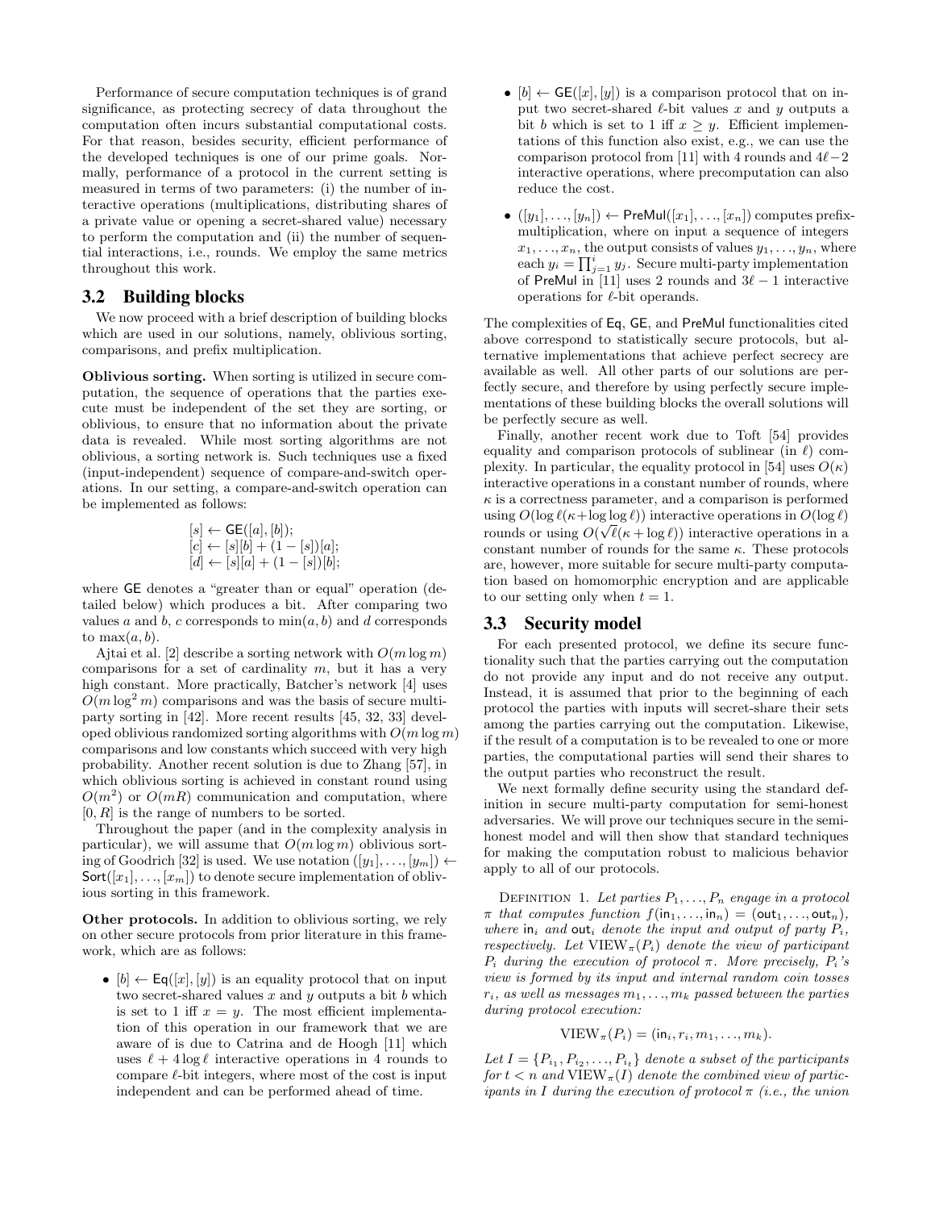Performance of secure computation techniques is of grand significance, as protecting secrecy of data throughout the computation often incurs substantial computational costs. For that reason, besides security, efficient performance of the developed techniques is one of our prime goals. Normally, performance of a protocol in the current setting is measured in terms of two parameters: (i) the number of interactive operations (multiplications, distributing shares of a private value or opening a secret-shared value) necessary to perform the computation and (ii) the number of sequential interactions, i.e., rounds. We employ the same metrics throughout this work.

## 3.2 Building blocks

We now proceed with a brief description of building blocks which are used in our solutions, namely, oblivious sorting, comparisons, and prefix multiplication.

**Oblivious sorting.** When sorting is utilized in secure computation, the sequence of operations that the parties execute must be independent of the set they are sorting, or oblivious, to ensure that no information about the private data is revealed. While most sorting algorithms are not oblivious, a sorting network is. Such techniques use a fixed (input-independent) sequence of compare-and-switch operations. In our setting, a compare-and-switch operation can be implemented as follows:

$$
\begin{aligned}
&[s] \leftarrow \mathsf{GE}([a],[b]);\\
&[c] \leftarrow [s][b] + (1-[s])[a];\\
&[d] \leftarrow [s][a] + (1-[s])[b];
\end{aligned}
$$

where $\mathsf{GE}$ denotes a "greater than or equal" operation (detailed below) which produces a bit. After comparing two values $a$ and $b$, $c$ corresponds to $\min(a, b)$ and $d$ corresponds to $\max(a, b)$.

Ajtai et al. [2] describe a sorting network with $O(m \log m)$ comparisons for a set of cardinality $m$, but it has a very high constant. More practically, Batcher's network [4] uses $O(m \log^2 m)$ comparisons and was the basis of secure multi-party sorting in [42]. More recent results [45, 32, 33] developed oblivious randomized sorting algorithms with $O(m \log m)$ comparisons and low constants which succeed with very high probability. Another recent solution is due to Zhang [57], in which oblivious sorting is achieved in constant round using $O(m^2)$ or $O(mR)$ communication and computation, where $[0, R]$ is the range of numbers to be sorted.

Throughout the paper (and in the complexity analysis in particular), we will assume that $O(m \log m)$ oblivious sorting of Goodrich [32] is used. We use notation $([y_1], \ldots, [y_m]) \leftarrow \mathsf{Sort}([x_1], \ldots, [x_m])$ to denote secure implementation of oblivious sorting in this framework.

**Other protocols.** In addition to oblivious sorting, we rely on other secure protocols from prior literature in this framework, which are as follows:

- $[b] \leftarrow \mathsf{Eq}([x], [y])$ is an equality protocol that on input two secret-shared values $x$ and $y$ outputs a bit $b$ which is set to 1 iff $x = y$. The most efficient implementation of this operation in our framework that we are aware of is due to Catrina and de Hoogh [11] which uses $\ell + 4 \log \ell$ interactive operations in 4 rounds to compare $\ell$-bit integers, where most of the cost is input independent and can be performed ahead of time.
- $[b] \leftarrow \mathsf{GE}([x], [y])$ is a comparison protocol that on input two secret-shared $\ell$-bit values $x$ and $y$ outputs a bit $b$ which is set to 1 iff $x \geq y$. Efficient implementations of this function also exist, e.g., we can use the comparison protocol from [11] with 4 rounds and $4\ell-2$ interactive operations, where precomputation can also reduce the cost.
- $([y_1], \ldots, [y_n]) \leftarrow \mathsf{PreMul}([x_1], \ldots, [x_n])$ computes prefix-multiplication, where on input a sequence of integers $x_1, \ldots, x_n$, the output consists of values $y_1, \ldots, y_n$, where each $y_i = \prod_{j=1}^{i} y_j$. Secure multi-party implementation of $\mathsf{PreMul}$ in [11] uses 2 rounds and $3\ell - 1$ interactive operations for $\ell$-bit operands.

The complexities of $\mathsf{Eq}$, $\mathsf{GE}$, and $\mathsf{PreMul}$ functionalities cited above correspond to statistically secure protocols, but alternative implementations that achieve perfect secrecy are available as well. All other parts of our solutions are perfectly secure, and therefore by using perfectly secure implementations of these building blocks the overall solutions will be perfectly secure as well.

Finally, another recent work due to Toft [54] provides equality and comparison protocols of sublinear (in $\ell$) complexity. In particular, the equality protocol in [54] uses $O(\kappa)$ interactive operations in a constant number of rounds, where $\kappa$ is a correctness parameter, and a comparison is performed using $O(\log \ell(\kappa + \log \log \ell))$ interactive operations in $O(\log \ell)$ rounds or using $O(\sqrt{\ell}(\kappa + \log \ell))$ interactive operations in a constant number of rounds for the same $\kappa$. These protocols are, however, more suitable for secure multi-party computation based on homomorphic encryption and are applicable to our setting only when $t = 1$.

## 3.3 Security model

For each presented protocol, we define its secure functionality such that the parties carrying out the computation do not provide any input and do not receive any output. Instead, it is assumed that prior to the beginning of each protocol the parties with inputs will secret-share their sets among the parties carrying out the computation. Likewise, if the result of a computation is to be revealed to one or more parties, the computational parties will send their shares to the output parties who reconstruct the result.

We next formally define security using the standard definition in secure multi-party computation for semi-honest adversaries. We will prove our techniques secure in the semi-honest model and will then show that standard techniques for making the computation robust to malicious behavior apply to all of our protocols.

Definition 1. *Let parties $P_1, \ldots, P_n$ engage in a protocol $\pi$ that computes function $f(\mathsf{in}_1, \ldots, \mathsf{in}_n) = (\mathsf{out}_1, \ldots, \mathsf{out}_n)$, where $\mathsf{in}_i$ and $\mathsf{out}_i$ denote the input and output of party $P_i$, respectively. Let $\mathrm{VIEW}_\pi(P_i)$ denote the view of participant $P_i$ during the execution of protocol $\pi$. More precisely, $P_i$'s view is formed by its input and internal random coin tosses $r_i$, as well as messages $m_1, \ldots, m_k$ passed between the parties during protocol execution:*

$$\mathrm{VIEW}_\pi(P_i) = (\mathsf{in}_i, r_i, m_1, \ldots, m_k).$$

*Let $I = \{P_{i_1}, P_{i_2}, \ldots, P_{i_t}\}$ denote a subset of the participants for $t < n$ and $\mathrm{VIEW}_\pi(I)$ denote the combined view of participants in $I$ during the execution of protocol $\pi$ (i.e., the union*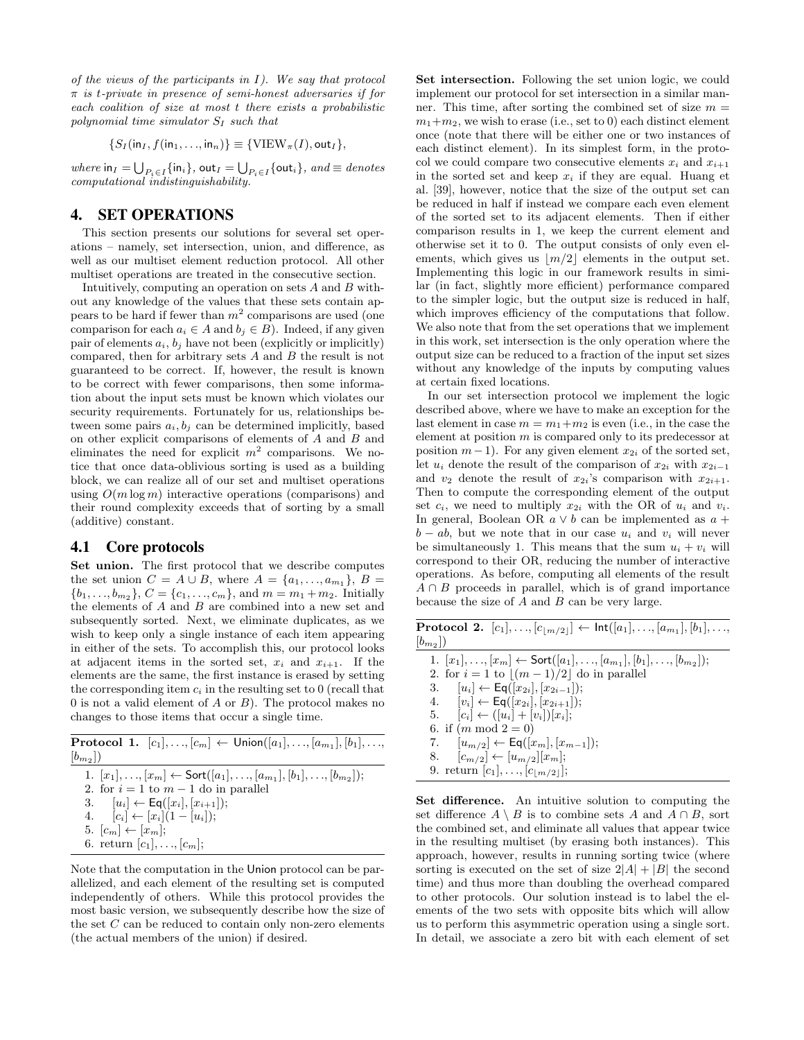*of the views of the participants in $I$). We say that protocol $\pi$ is $t$-private in presence of semi-honest adversaries if for each coalition of size at most $t$ there exists a probabilistic polynomial time simulator $S_I$ such that*

$$\{S_I(\mathsf{in}_I, f(\mathsf{in}_1, \ldots, \mathsf{in}_n))\} \equiv \{\mathrm{VIEW}_\pi(I), \mathsf{out}_I\},$$

*where* $\mathsf{in}_I = \bigcup_{P_i \in I}\{\mathsf{in}_i\}$, $\mathsf{out}_I = \bigcup_{P_i \in I}\{\mathsf{out}_i\}$, *and* $\equiv$ *denotes computational indistinguishability.*

# 4. SET OPERATIONS

This section presents our solutions for several set operations – namely, set intersection, union, and difference, as well as our multiset element reduction protocol. All other multiset operations are treated in the consecutive section.

Intuitively, computing an operation on sets $A$ and $B$ without any knowledge of the values that these sets contain appears to be hard if fewer than $m^2$ comparisons are used (one comparison for each $a_i \in A$ and $b_j \in B$). Indeed, if any given pair of elements $a_i, b_j$ have not been (explicitly or implicitly) compared, then for arbitrary sets $A$ and $B$ the result is not guaranteed to be correct. If, however, the result is known to be correct with fewer comparisons, then some information about the input sets must be known which violates our security requirements. Fortunately for us, relationships between some pairs $a_i, b_j$ can be determined implicitly, based on other explicit comparisons of elements of $A$ and $B$ and eliminates the need for explicit $m^2$ comparisons. We notice that once data-oblivious sorting is used as a building block, we can realize all of our set and multiset operations using $O(m \log m)$ interactive operations (comparisons) and their round complexity exceeds that of sorting by a small (additive) constant.

## 4.1 Core protocols

**Set union.** The first protocol that we describe computes the set union $C = A \cup B$, where $A = \{a_1, \ldots, a_{m_1}\}$, $B = \{b_1, \ldots, b_{m_2}\}$, $C = \{c_1, \ldots, c_m\}$, and $m = m_1 + m_2$. Initially the elements of $A$ and $B$ are combined into a new set and subsequently sorted. Next, we eliminate duplicates, as we wish to keep only a single instance of each item appearing in either of the sets. To accomplish this, our protocol looks at adjacent items in the sorted set, $x_i$ and $x_{i+1}$. If the elements are the same, the first instance is erased by setting the corresponding item $c_i$ in the resulting set to 0 (recall that 0 is not a valid element of $A$ or $B$). The protocol makes no changes to those items that occur a single time.

**Protocol 1.** $[c_1], \ldots, [c_m] \leftarrow \mathsf{Union}([a_1], \ldots, [a_{m_1}], [b_1], \ldots, [b_{m_2}])$

1. $[x_1], \ldots, [x_m] \leftarrow \mathsf{Sort}([a_1], \ldots, [a_{m_1}], [b_1], \ldots, [b_{m_2}])$;
2. for $i = 1$ to $m - 1$ do in parallel
3. $\quad [u_i] \leftarrow \mathsf{Eq}([x_i], [x_{i+1}])$;
4. $\quad [c_i] \leftarrow [x_i](1 - [u_i])$;
5. $[c_m] \leftarrow [x_m]$;
6. return $[c_1], \ldots, [c_m]$;

Note that the computation in the Union protocol can be parallelized, and each element of the resulting set is computed independently of others. While this protocol provides the most basic version, we subsequently describe how the size of the set $C$ can be reduced to contain only non-zero elements (the actual members of the union) if desired.

**Set intersection.** Following the set union logic, we could implement our protocol for set intersection in a similar manner. This time, after sorting the combined set of size $m = m_1 + m_2$, we wish to erase (i.e., set to 0) each distinct element once (note that there will be either one or two instances of each distinct element). In its simplest form, in the protocol we could compare two consecutive elements $x_i$ and $x_{i+1}$ in the sorted set and keep $x_i$ if they are equal. Huang et al. [39], however, notice that the size of the output set can be reduced in half if instead we compare each even element of the sorted set to its adjacent elements. Then if either comparison results in 1, we keep the current element and otherwise set it to 0. The output consists of only even elements, which gives us $\lfloor m/2 \rfloor$ elements in the output set. Implementing this logic in our framework results in similar (in fact, slightly more efficient) performance compared to the simpler logic, but the output size is reduced in half, which improves efficiency of the computations that follow. We also note that from the set operations that we implement in this work, set intersection is the only operation where the output size can be reduced to a fraction of the input set sizes without any knowledge of the inputs by computing values at certain fixed locations.

In our set intersection protocol we implement the logic described above, where we have to make an exception for the last element in case $m = m_1 + m_2$ is even (i.e., in the case the element at position $m$ is compared only to its predecessor at position $m - 1$). For any given element $x_{2i}$ of the sorted set, let $u_i$ denote the result of the comparison of $x_{2i}$ with $x_{2i-1}$ and $v_2$ denote the result of $x_{2i}$'s comparison with $x_{2i+1}$. Then to compute the corresponding element of the output set $c_i$, we need to multiply $x_{2i}$ with the OR of $u_i$ and $v_i$. In general, Boolean OR $a \vee b$ can be implemented as $a + b - ab$, but we note that in our case $u_i$ and $v_i$ will never be simultaneously 1. This means that the sum $u_i + v_i$ will correspond to their OR, reducing the number of interactive operations. As before, computing all elements of the result $A \cap B$ proceeds in parallel, which is of grand importance because the size of $A$ and $B$ can be very large.

**Protocol 2.** $[c_1], \ldots, [c_{\lfloor m/2 \rfloor}] \leftarrow \mathsf{Int}([a_1], \ldots, [a_{m_1}], [b_1], \ldots, [b_{m_2}])$

1. $[x_1], \ldots, [x_m] \leftarrow \mathsf{Sort}([a_1], \ldots, [a_{m_1}], [b_1], \ldots, [b_{m_2}])$;
2. for $i = 1$ to $\lfloor (m-1)/2 \rfloor$ do in parallel
3. $\quad [u_i] \leftarrow \mathsf{Eq}([x_{2i}], [x_{2i-1}])$;
4. $\quad [v_i] \leftarrow \mathsf{Eq}([x_{2i}], [x_{2i+1}])$;
5. $\quad [c_i] \leftarrow ([u_i] + [v_i])[x_i]$;
6. if $(m \bmod 2 = 0)$
7. $\quad [u_{m/2}] \leftarrow \mathsf{Eq}([x_m], [x_{m-1}])$;
8. $\quad [c_{m/2}] \leftarrow [u_{m/2}][x_m]$;
9. return $[c_1], \ldots, [c_{\lfloor m/2 \rfloor}]$;

**Set difference.** An intuitive solution to computing the set difference $A \setminus B$ is to combine sets $A$ and $A \cap B$, sort the combined set, and eliminate all values that appear twice in the resulting multiset (by erasing both instances). This approach, however, results in running sorting twice (where sorting is executed on the set of size $2|A| + |B|$ the second time) and thus more than doubling the overhead compared to other protocols. Our solution instead is to label the elements of the two sets with opposite bits which will allow us to perform this asymmetric operation using a single sort. In detail, we associate a zero bit with each element of set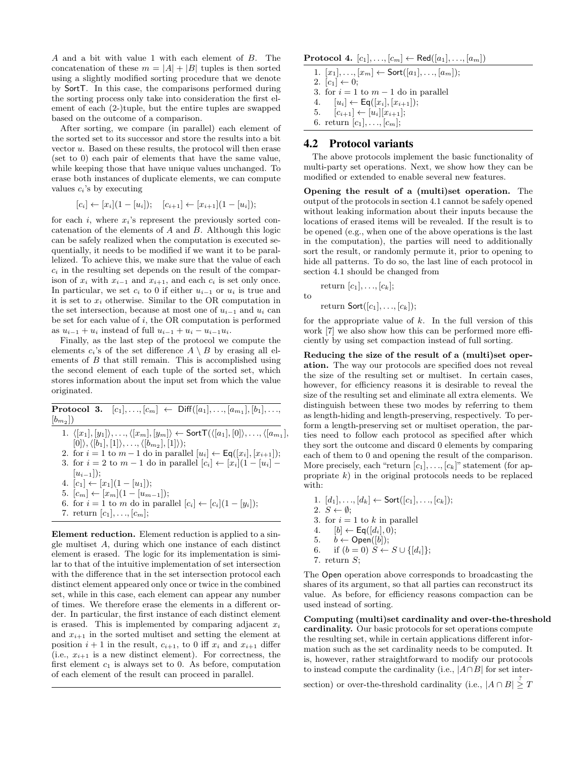$A$ and a bit with value 1 with each element of $B$. The concatenation of these $m = |A| + |B|$ tuples is then sorted using a slightly modified sorting procedure that we denote by SortT. In this case, the comparisons performed during the sorting process only take into consideration the first element of each (2-)tuple, but the entire tuples are swapped based on the outcome of a comparison.

After sorting, we compare (in parallel) each element of the sorted set to its successor and store the results into a bit vector $u$. Based on these results, the protocol will then erase (set to 0) each pair of elements that have the same value, while keeping those that have unique values unchanged. To erase both instances of duplicate elements, we can compute values $c_i$'s by executing

$$[c_i] \leftarrow [x_i](1 - [u_i]); \quad [c_{i+1}] \leftarrow [x_{i+1}](1 - [u_i]);$$

for each $i$, where $x_i$'s represent the previously sorted concatenation of the elements of $A$ and $B$. Although this logic can be safely realized when the computation is executed sequentially, it needs to be modified if we want it to be parallelized. To achieve this, we make sure that the value of each $c_i$ in the resulting set depends on the result of the comparison of $x_i$ with $x_{i-1}$ and $x_{i+1}$, and each $c_i$ is set only once. In particular, we set $c_i$ to 0 if either $u_{i-1}$ or $u_i$ is true and it is set to $x_i$ otherwise. Similar to the OR computation in the set intersection, because at most one of $u_{i-1}$ and $u_i$ can be set for each value of $i$, the OR computation is performed as $u_{i-1} + u_i$ instead of full $u_{i-1} + u_i - u_{i-1}u_i$.

Finally, as the last step of the protocol we compute the elements $c_i$'s of the set difference $A \setminus B$ by erasing all elements of $B$ that still remain. This is accomplished using the second element of each tuple of the sorted set, which stores information about the input set from which the value originated.

**Protocol 3.** $[c_1], \ldots, [c_m] \leftarrow \mathsf{Diff}([a_1], \ldots, [a_{m_1}], [b_1], \ldots, [b_{m_2}])$

1. $\langle [x_1], [y_1] \rangle, \ldots, \langle [x_m], [y_m] \rangle \leftarrow \mathsf{SortT}(\langle [a_1], [0] \rangle, \ldots, \langle [a_{m_1}], [0] \rangle, \langle [b_1], [1] \rangle, \ldots, \langle [b_{m_2}], [1] \rangle)$;
2. for $i = 1$ to $m - 1$ do in parallel $[u_i] \leftarrow \mathsf{Eq}([x_i], [x_{i+1}])$;
3. for $i = 2$ to $m - 1$ do in parallel $[c_i] \leftarrow [x_i](1 - [u_i] - [u_{i-1}])$;
4. $[c_1] \leftarrow [x_1](1 - [u_1])$;
5. $[c_m] \leftarrow [x_m](1 - [u_{m-1}])$;
6. for $i = 1$ to $m$ do in parallel $[c_i] \leftarrow [c_i](1 - [y_i])$;
7. return $[c_1], \ldots, [c_m]$;

**Element reduction.** Element reduction is applied to a single multiset $A$, during which one instance of each distinct element is erased. The logic for its implementation is similar to that of the intuitive implementation of set intersection with the difference that in the set intersection protocol each distinct element appeared only once or twice in the combined set, while in this case, each element can appear any number of times. We therefore erase the elements in a different order. In particular, the first instance of each distinct element is erased. This is implemented by comparing adjacent $x_i$ and $x_{i+1}$ in the sorted multiset and setting the element at position $i + 1$ in the result, $c_{i+1}$, to 0 iff $x_i$ and $x_{i+1}$ differ (i.e., $x_{i+1}$ is a new distinct element). For correctness, the first element $c_1$ is always set to 0. As before, computation of each element of the result can proceed in parallel.

**Protocol 4.** $[c_1], \ldots, [c_m] \leftarrow \mathsf{Red}([a_1], \ldots, [a_m])$

1. $[x_1], \ldots, [x_m] \leftarrow \mathsf{Sort}([a_1], \ldots, [a_m])$;
2. $[c_1] \leftarrow 0$;
3. for $i = 1$ to $m - 1$ do in parallel
4. $\quad [u_i] \leftarrow \mathsf{Eq}([x_i], [x_{i+1}])$;
5. $\quad [c_{i+1}] \leftarrow [u_i][x_{i+1}]$;
6. return $[c_1], \ldots, [c_m]$;

## 4.2 Protocol variants

The above protocols implement the basic functionality of multi-party set operations. Next, we show how they can be modified or extended to enable several new features.

**Opening the result of a (multi)set operation.** The output of the protocols in section 4.1 cannot be safely opened without leaking information about their inputs because the locations of erased items will be revealed. If the result is to be opened (e.g., when one of the above operations is the last in the computation), the parties will need to additionally sort the result, or randomly permute it, prior to opening to hide all patterns. To do so, the last line of each protocol in section 4.1 should be changed from

return $[c_1], \ldots, [c_k]$;

to

return $\mathsf{Sort}([c_1], \ldots, [c_k])$;

for the appropriate value of $k$. In the full version of this work [7] we also show how this can be performed more efficiently by using set compaction instead of full sorting.

**Reducing the size of the result of a (multi)set operation.** The way our protocols are specified does not reveal the size of the resulting set or multiset. In certain cases, however, for efficiency reasons it is desirable to reveal the size of the resulting set and eliminate all extra elements. We distinguish between these two modes by referring to them as length-hiding and length-preserving, respectively. To perform a length-preserving set or multiset operation, the parties need to follow each protocol as specified after which they sort the outcome and discard 0 elements by comparing each of them to 0 and opening the result of the comparison. More precisely, each "return $[c_1], \ldots, [c_k]$" statement (for appropriate $k$) in the original protocols needs to be replaced with:

1. $[d_1], \ldots, [d_k] \leftarrow \mathsf{Sort}([c_1], \ldots, [c_k])$;
2. $S \leftarrow \emptyset$;
3. for $i = 1$ to $k$ in parallel
4. $\quad [b] \leftarrow \mathsf{Eq}([d_i], 0)$;
5. $\quad b \leftarrow \mathsf{Open}([b])$;
6. $\quad$ if $(b = 0)$ $S \leftarrow S \cup \{[d_i]\}$;
7. return $S$;

The Open operation above corresponds to broadcasting the shares of its argument, so that all parties can reconstruct its value. As before, for efficiency reasons compaction can be used instead of sorting.

**Computing (multi)set cardinality and over-the-threshold cardinality.** Our basic protocols for set operations compute the resulting set, while in certain applications different information such as the set cardinality needs to be computed. It is, however, rather straightforward to modify our protocols to instead compute the cardinality (i.e., $|A \cap B|$ for set intersection) or over-the-threshold cardinality (i.e., $|A \cap B| \overset{?}{\geq} T$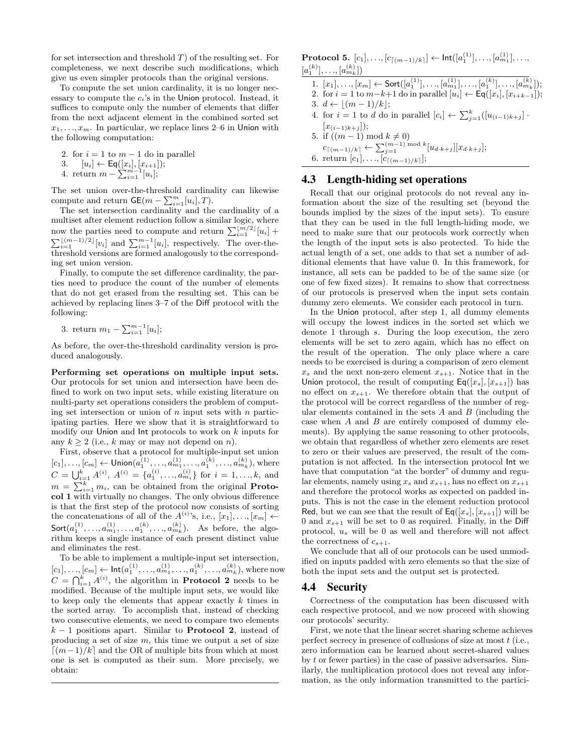for set intersection and threshold $T$) of the resulting set. For completeness, we next describe such modifications, which give us even simpler protocols than the original versions.

To compute the set union cardinality, it is no longer necessary to compute the $c_i$'s in the Union protocol. Instead, it suffices to compute only the number of elements that differ from the next adjacent element in the combined sorted set $x_1, \ldots, x_m$. In particular, we replace lines 2–6 in Union with the following computation:

2. for $i = 1$ to $m-1$ do in parallel
3. $\quad [u_i] \leftarrow \mathsf{Eq}([x_i], [x_{i+1}])$;
4. return $m - \sum_{i=1}^{m-1} [u_i]$;

The set union over-the-threshold cardinality can likewise compute and return $\mathsf{GE}(m - \sum_{i=1}^{m} [u_i], T)$.

The set intersection cardinality and the cardinality of a multiset after element reduction follow a similar logic, where now the parties need to compute and return $\sum_{i=1}^{\lfloor m/2 \rfloor} [u_i] + \sum_{i=1}^{\lfloor (m-1)/2 \rfloor} [v_i]$ and $\sum_{i=1}^{m-1} [u_i]$, respectively. The over-the-threshold versions are formed analogously to the corresponding set union version.

Finally, to compute the set difference cardinality, the parties need to produce the count of the number of elements that do not get erased from the resulting set. This can be achieved by replacing lines 3–7 of the Diff protocol with the following:

3. return $m_1 - \sum_{i=1}^{m-1} [u_i]$;

As before, the over-the-threshold cardinality version is produced analogously.

**Performing set operations on multiple input sets.** Our protocols for set union and intersection have been defined to work on two input sets, while existing literature on multi-party set operations considers the problem of computing set intersection or union of $n$ input sets with $n$ participating parties. Here we show that it is straightforward to modify our Union and Int protocols to work on $k$ inputs for any $k \geq 2$ (i.e., $k$ may or may not depend on $n$).

First, observe that a protocol for multiple-input set union $[c_1], \ldots, [c_m] \leftarrow \mathsf{Union}(a_1^{(1)}, \ldots, a_{m_1}^{(1)}, \ldots, a_1^{(k)}, \ldots, a_{m_k}^{(k)})$, where $C = \bigcup_{i=1}^{k} A^{(i)}$, $A^{(i)} = \{a_1^{(i)}, \ldots, a_{m_i}^{(i)}\}$ for $i = 1, \ldots, k$, and $m = \sum_{i=1}^{k} m_i$, can be obtained from the original **Protocol 1** with virtually no changes. The only obvious difference is that the first step of the protocol now consists of sorting the concatenations of all of the $A^{(i)}$'s, i.e., $[x_1], \ldots, [x_m] \leftarrow \mathsf{Sort}(a_1^{(1)}, \ldots, a_{m_1}^{(1)}, \ldots, a_1^{(k)}, \ldots, a_{m_k}^{(k)})$. As before, the algorithm keeps a single instance of each present distinct value and eliminates the rest.

To be able to implement a multiple-input set intersection, $[c_1], \ldots, [c_m] \leftarrow \mathsf{Int}(a_1^{(1)}, \ldots, a_{m_1}^{(1)}, \ldots, a_1^{(k)}, \ldots, a_{m_k}^{(k)})$, where now $C = \bigcap_{i=1}^{k} A^{(i)}$, the algorithm in **Protocol 2** needs to be modified. Because of the multiple input sets, we would like to keep only the elements that appear exactly $k$ times in the sorted array. To accomplish that, instead of checking two consecutive elements, we need to compare two elements $k-1$ positions apart. Similar to **Protocol 2**, instead of producing a set of size $m$, this time we output a set of size $\lceil (m-1)/k \rceil$ and the OR of multiple bits from which at most one is set is computed as their sum. More precisely, we obtain:

**Protocol 5.** $[c_1], \ldots, [c_{\lceil (m-1)/k \rceil}] \leftarrow \mathsf{Int}([a_1^{(1)}], \ldots, [a_{m_1}^{(1)}], \ldots, [a_1^{(k)}], \ldots, [a_{m_k}^{(k)}])$

1. $[x_1], \ldots, [x_m] \leftarrow \mathsf{Sort}([a_1^{(1)}], \ldots, [a_{m_1}^{(1)}], \ldots, [a_1^{(k)}], \ldots, [a_{m_k}^{(k)}])$;
2. for $i = 1$ to $m-k+1$ do in parallel $[u_i] \leftarrow \mathsf{Eq}([x_i], [x_{i+k-1}])$;
3. $d \leftarrow \lfloor (m-1)/k \rfloor$;
4. for $i = 1$ to $d$ do in parallel $[c_i] \leftarrow \sum_{j=1}^{k} ([u_{(i-1)k+j}] \cdot [x_{(i-1)k+j}])$;
5. if $((m-1) \bmod k \neq 0)$ $c_{\lceil (m-1)/k \rceil} \leftarrow \sum_{j=1}^{(m-1) \bmod k} [u_{d \cdot k+j}][x_{d \cdot k+j}]$;
6. return $[c_1], \ldots, [c_{\lceil (m-1)/k \rceil}]$;

## 4.3 Length-hiding set operations

Recall that our original protocols do not reveal any information about the size of the resulting set (beyond the bounds implied by the sizes of the input sets). To ensure that they can be used in the full length-hiding mode, we need to make sure that our protocols work correctly when the length of the input sets is also protected. To hide the actual length of a set, one adds to that set a number of additional elements that have value 0. In this framework, for instance, all sets can be padded to be of the same size (or one of few fixed sizes). It remains to show that correctness of our protocols is preserved when the input sets contain dummy zero elements. We consider each protocol in turn.

In the Union protocol, after step 1, all dummy elements will occupy the lowest indices in the sorted set which we denote 1 through $s$. During the loop execution, the zero elements will be set to zero again, which has no effect on the result of the operation. The only place where a care needs to be exercised is during a comparison of zero element $x_s$ and the next non-zero element $x_{s+1}$. Notice that in the Union protocol, the result of computing $\mathsf{Eq}([x_s], [x_{s+1}])$ has no effect on $x_{s+1}$. We therefore obtain that the output of the protocol will be correct regardless of the number of regular elements contained in the sets $A$ and $B$ (including the case when $A$ and $B$ are entirely composed of dummy elements). By applying the same reasoning to other protocols, we obtain that regardless of whether zero elements are reset to zero or their values are preserved, the result of the computation is not affected. In the intersection protocol Int we have that computation "at the border" of dummy and regular elements, namely using $x_s$ and $x_{s+1}$, has no effect on $x_{s+1}$ and therefore the protocol works as expected on padded inputs. This is not the case in the element reduction protocol Red, but we can see that the result of $\mathsf{Eq}([x_s], [x_{s+1}])$ will be 0 and $x_{s+1}$ will be set to 0 as required. Finally, in the Diff protocol, $u_s$ will be 0 as well and therefore will not affect the correctness of $c_{s+1}$.

We conclude that all of our protocols can be used unmodified on inputs padded with zero elements so that the size of both the input sets and the output set is protected.

## 4.4 Security

Correctness of the computation has been discussed with each respective protocol, and we now proceed with showing our protocols' security.

First, we note that the linear secret sharing scheme achieves perfect secrecy in presence of collusions of size at most $t$ (i.e., zero information can be learned about secret-shared values by $t$ or fewer parties) in the case of passive adversaries. Similarly, the multiplication protocol does not reveal any information, as the only information transmitted to the partici-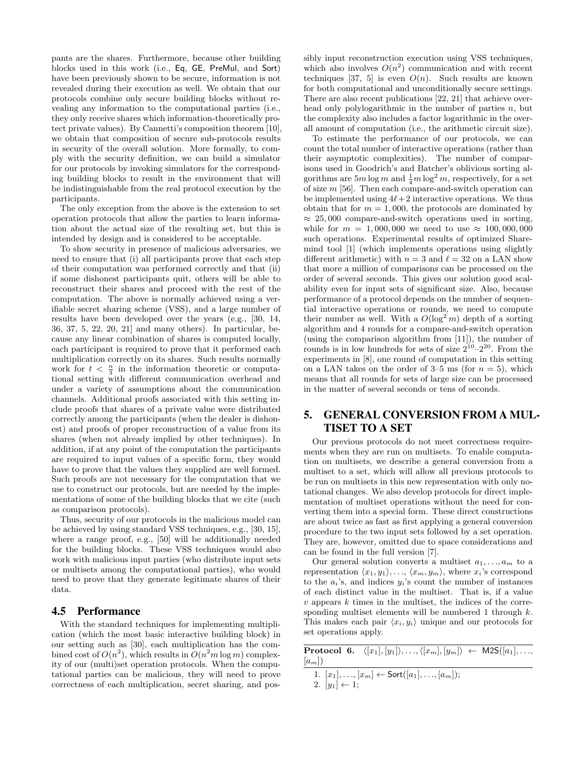pants are the shares. Furthermore, because other building blocks used in this work (i.e., Eq, GE, PreMul, and Sort) have been previously shown to be secure, information is not revealed during their execution as well. We obtain that our protocols combine only secure building blocks without revealing any information to the computational parties (i.e., they only receive shares which information-theoretically protect private values). By Cannetti's composition theorem [10], we obtain that composition of secure sub-protocols results in security of the overall solution. More formally, to comply with the security definition, we can build a simulator for our protocols by invoking simulators for the corresponding building blocks to result in the environment that will be indistinguishable from the real protocol execution by the participants.

The only exception from the above is the extension to set operation protocols that allow the parties to learn information about the actual size of the resulting set, but this is intended by design and is considered to be acceptable.

To show security in presence of malicious adversaries, we need to ensure that (i) all participants prove that each step of their computation was performed correctly and that (ii) if some dishonest participants quit, others will be able to reconstruct their shares and proceed with the rest of the computation. The above is normally achieved using a verifiable secret sharing scheme (VSS), and a large number of results have been developed over the years (e.g., [30, 14, 36, 37, 5, 22, 20, 21] and many others). In particular, because any linear combination of shares is computed locally, each participant is required to prove that it performed each multiplication correctly on its shares. Such results normally work for $t < \frac{n}{3}$ in the information theoretic or computational setting with different communication overhead and under a variety of assumptions about the communication channels. Additional proofs associated with this setting include proofs that shares of a private value were distributed correctly among the participants (when the dealer is dishonest) and proofs of proper reconstruction of a value from its shares (when not already implied by other techniques). In addition, if at any point of the computation the participants are required to input values of a specific form, they would have to prove that the values they supplied are well formed. Such proofs are not necessary for the computation that we use to construct our protocols, but are needed by the implementations of some of the building blocks that we cite (such as comparison protocols).

Thus, security of our protocols in the malicious model can be achieved by using standard VSS techniques, e.g., [30, 15], where a range proof, e.g., [50] will be additionally needed for the building blocks. These VSS techniques would also work with malicious input parties (who distribute input sets or multisets among the computational parties), who would need to prove that they generate legitimate shares of their data.

### 4.5 Performance

With the standard techniques for implementing multiplication (which the most basic interactive building block) in our setting such as [30], each multiplication has the combined cost of $O(n^2)$, which results in $O(n^2 m \log m)$ complexity of our (multi)set operation protocols. When the computational parties can be malicious, they will need to prove correctness of each multiplication, secret sharing, and possibly input reconstruction execution using VSS techniques, which also involves $O(n^2)$ communication and with recent techniques [37, 5] is even $O(n)$. Such results are known for both computational and unconditionally secure settings. There are also recent publications [22, 21] that achieve overhead only polylogarithmic in the number of parties $n$, but the complexity also includes a factor logarithmic in the overall amount of computation (i.e., the arithmetic circuit size).

To estimate the performance of our protocols, we can count the total number of interactive operations (rather than their asymptotic complexities). The number of comparisons used in Goodrich's and Batcher's oblivious sorting algorithms are $5m \log m$ and $\frac{1}{4} m \log^2 m$, respectively, for a set of size $m$ [56]. Then each compare-and-switch operation can be implemented using $4\ell + 2$ interactive operations. We thus obtain that for $m = 1,000$, the protocols are dominated by $\approx 25,000$ compare-and-switch operations used in sorting, while for $m = 1,000,000$ we need to use $\approx 100,000,000$ such operations. Experimental results of optimized Sharemind tool [1] (which implements operations using slightly different arithmetic) with $n = 3$ and $\ell = 32$ on a LAN show that more a million of comparisons can be processed on the order of several seconds. This gives our solution good scalability even for input sets of significant size. Also, because performance of a protocol depends on the number of sequential interactive operations or rounds, we need to compute their number as well. With a $O(\log^2 m)$ depth of a sorting algorithm and 4 rounds for a compare-and-switch operation (using the comparison algorithm from [11]), the number of rounds is in low hundreds for sets of size $2^{10}$–$2^{20}$. From the experiments in [8], one round of computation in this setting on a LAN takes on the order of 3–5 ms (for $n = 5$), which means that all rounds for sets of large size can be processed in the matter of several seconds or tens of seconds.

## 5. GENERAL CONVERSION FROM A MULTISET TO A SET

Our previous protocols do not meet correctness requirements when they are run on multisets. To enable computation on multisets, we describe a general conversion from a multiset to a set, which will allow all previous protocols to be run on multisets in this new representation with only notational changes. We also develop protocols for direct implementation of multiset operations without the need for converting them into a special form. These direct constructions are about twice as fast as first applying a general conversion procedure to the two input sets followed by a set operation. They are, however, omitted due to space considerations and can be found in the full version [7].

Our general solution converts a multiset $a_1, \ldots, a_m$ to a representation $\langle x_1, y_1 \rangle, \ldots, \langle x_m, y_m \rangle$, where $x_i$'s correspond to the $a_i$'s, and indices $y_i$'s count the number of instances of each distinct value in the multiset. That is, if a value $v$ appears $k$ times in the multiset, the indices of the corresponding multiset elements will be numbered 1 through $k$. This makes each pair $\langle x_i, y_i \rangle$ unique and our protocols for set operations apply.

**Protocol 6.** $\langle [x_1], [y_1] \rangle, \ldots, \langle [x_m], [y_m] \rangle \leftarrow \mathsf{M2S}([a_1], \ldots, [a_m])$

1. $[x_1], \ldots, [x_m] \leftarrow \mathsf{Sort}([a_1], \ldots, [a_m])$;
2. $[y_1] \leftarrow 1$;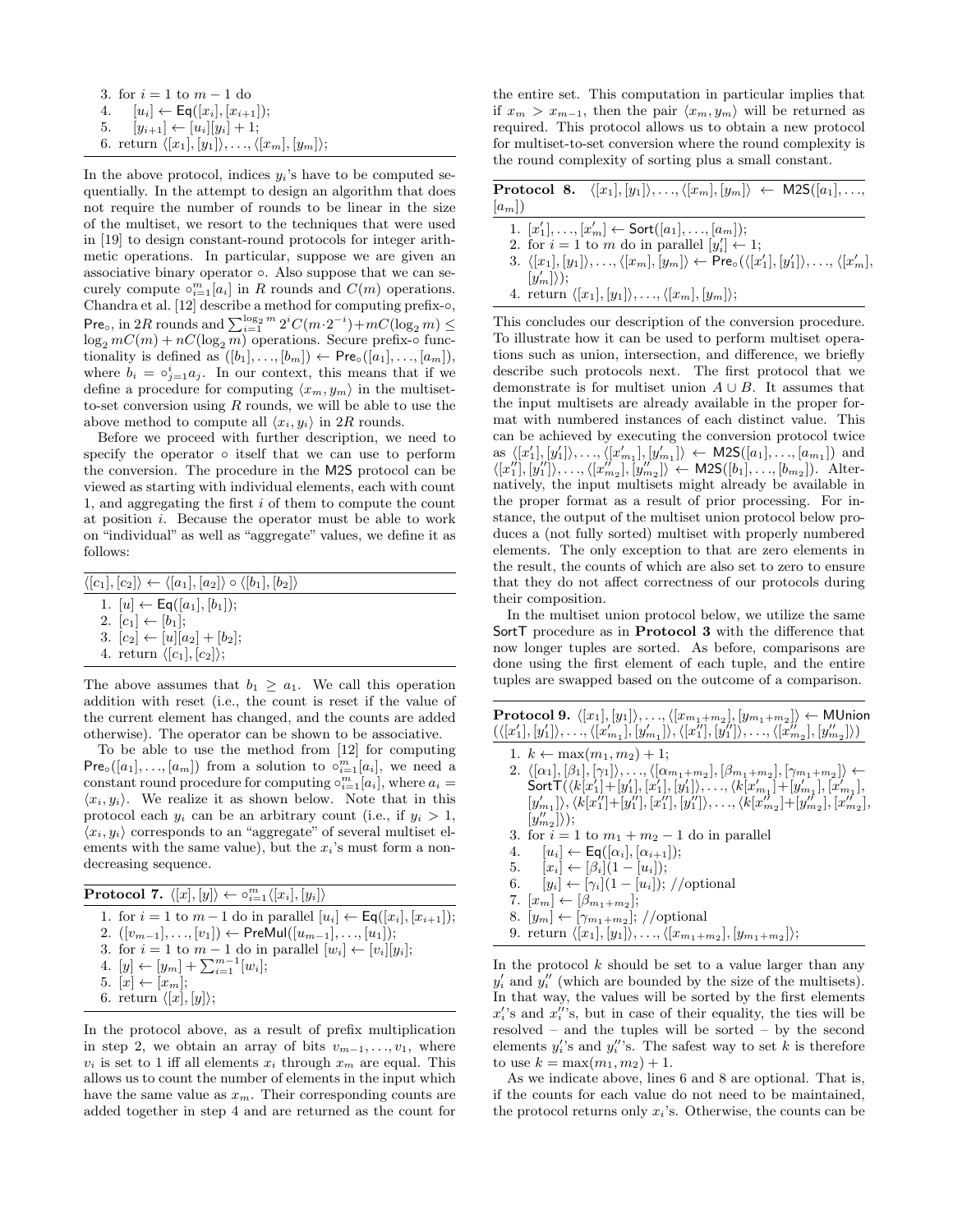3. for $i = 1$ to $m-1$ do
4. $\quad [u_i] \leftarrow \mathsf{Eq}([x_i], [x_{i+1}])$;
5. $\quad [y_{i+1}] \leftarrow [u_i][y_i] + 1$;
6. return $\langle [x_1], [y_1] \rangle, \ldots, \langle [x_m], [y_m] \rangle$;

In the above protocol, indices $y_i$'s have to be computed sequentially. In the attempt to design an algorithm that does not require the number of rounds to be linear in the size of the multiset, we resort to the techniques that were used in [19] to design constant-round protocols for integer arithmetic operations. In particular, suppose we are given an associative binary operator $\circ$. Also suppose that we can securely compute $\circ_{i=1}^m [a_i]$ in $R$ rounds and $C(m)$ operations. Chandra et al. [12] describe a method for computing prefix-$\circ$, $\mathsf{Pre}_\circ$, in $2R$ rounds and $\sum_{i=1}^{\log_2 m} 2^i C(m \cdot 2^{-i}) + mC(\log_2 m) \leq \log_2 mC(m) + nC(\log_2 m)$ operations. Secure prefix-$\circ$ functionality is defined as $([b_1], \ldots, [b_m]) \leftarrow \mathsf{Pre}_\circ([a_1], \ldots, [a_m])$, where $b_i = \circ_{j=1}^i a_j$. In our context, this means that if we define a procedure for computing $\langle x_m, y_m \rangle$ in the multiset-to-set conversion using $R$ rounds, we will be able to use the above method to compute all $\langle x_i, y_i \rangle$ in $2R$ rounds.

Before we proceed with further description, we need to specify the operator $\circ$ itself that we can use to perform the conversion. The procedure in the M2S protocol can be viewed as starting with individual elements, each with count 1, and aggregating the first $i$ of them to compute the count at position $i$. Because the operator must be able to work on "individual" as well as "aggregate" values, we define it as follows:

---

$\langle [c_1], [c_2] \rangle \leftarrow \langle [a_1], [a_2] \rangle \circ \langle [b_1], [b_2] \rangle$

---

1. $[u] \leftarrow \mathsf{Eq}([a_1], [b_1])$;
2. $[c_1] \leftarrow [b_1]$;
3. $[c_2] \leftarrow [u][a_2] + [b_2]$;
4. return $\langle [c_1], [c_2] \rangle$;

---

The above assumes that $b_1 \geq a_1$. We call this operation addition with reset (i.e., the count is reset if the value of the current element has changed, and the counts are added otherwise). The operator can be shown to be associative.

To be able to use the method from [12] for computing $\mathsf{Pre}_\circ([a_1], \ldots, [a_m])$ from a solution to $\circ_{i=1}^m [a_i]$, we need a constant round procedure for computing $\circ_{i=1}^m [a_i]$, where $a_i = \langle x_i, y_i \rangle$. We realize it as shown below. Note that in this protocol each $y_i$ can be an arbitrary count (i.e., if $y_i > 1$, $\langle x_i, y_i \rangle$ corresponds to an "aggregate" of several multiset elements with the same value), but the $x_i$'s must form a non-decreasing sequence.

---

**Protocol 7.** $\langle [x], [y] \rangle \leftarrow \circ_{i=1}^m \langle [x_i], [y_i] \rangle$

---

1. for $i = 1$ to $m-1$ do in parallel $[u_i] \leftarrow \mathsf{Eq}([x_i], [x_{i+1}])$;
2. $([v_{m-1}], \ldots, [v_1]) \leftarrow \mathsf{PreMul}([u_{m-1}], \ldots, [u_1])$;
3. for $i = 1$ to $m-1$ do in parallel $[w_i] \leftarrow [v_i][y_i]$;
4. $[y] \leftarrow [y_m] + \sum_{i=1}^{m-1} [w_i]$;
5. $[x] \leftarrow [x_m]$;
6. return $\langle [x], [y] \rangle$;

---

In the protocol above, as a result of prefix multiplication in step 2, we obtain an array of bits $v_{m-1}, \ldots, v_1$, where $v_i$ is set to 1 iff all elements $x_i$ through $x_m$ are equal. This allows us to count the number of elements in the input which have the same value as $x_m$. Their corresponding counts are added together in step 4 and are returned as the count for the entire set. This computation in particular implies that if $x_m > x_{m-1}$, then the pair $\langle x_m, y_m \rangle$ will be returned as required. This protocol allows us to obtain a new protocol for multiset-to-set conversion where the round complexity is the round complexity of sorting plus a small constant.

---

**Protocol 8.** $\langle [x_1], [y_1] \rangle, \ldots, \langle [x_m], [y_m] \rangle \leftarrow \mathsf{M2S}([a_1], \ldots, [a_m])$

---

1. $[x'_1], \ldots, [x'_m] \leftarrow \mathsf{Sort}([a_1], \ldots, [a_m])$;
2. for $i = 1$ to $m$ do in parallel $[y'_i] \leftarrow 1$;
3. $\langle [x_1], [y_1] \rangle, \ldots, \langle [x_m], [y_m] \rangle \leftarrow \mathsf{Pre}_\circ(\langle [x'_1], [y'_1] \rangle, \ldots, \langle [x'_m], [y'_m] \rangle)$;
4. return $\langle [x_1], [y_1] \rangle, \ldots, \langle [x_m], [y_m] \rangle$;

---

This concludes our description of the conversion procedure. To illustrate how it can be used to perform multiset operations such as union, intersection, and difference, we briefly describe such protocols next. The first protocol that we demonstrate is for multiset union $A \cup B$. It assumes that the input multisets are already available in the proper format with numbered instances of each distinct value. This can be achieved by executing the conversion protocol twice as $\langle [x'_1], [y'_1] \rangle, \ldots, \langle [x'_{m_1}], [y'_{m_1}] \rangle \leftarrow \mathsf{M2S}([a_1], \ldots, [a_{m_1}])$ and $\langle [x''_1], [y''_1] \rangle, \ldots, \langle [x''_{m_2}], [y''_{m_2}] \rangle \leftarrow \mathsf{M2S}([b_1], \ldots, [b_{m_2}])$. Alternatively, the input multisets might already be available in the proper format as a result of prior processing. For instance, the output of the multiset union protocol below produces a (not fully sorted) multiset with properly numbered elements. The only exception to that are zero elements in the result, the counts of which are also set to zero to ensure that they do not affect correctness of our protocols during their composition.

In the multiset union protocol below, we utilize the same $\mathsf{SortT}$ procedure as in **Protocol 3** with the difference that now longer tuples are sorted. As before, comparisons are done using the first element of each tuple, and the entire tuples are swapped based on the outcome of a comparison.

---

**Protocol 9.** $\langle [x_1], [y_1] \rangle, \ldots, \langle [x_{m_1+m_2}], [y_{m_1+m_2}] \rangle \leftarrow \mathsf{MUnion}$ $(\langle [x'_1], [y'_1] \rangle, \ldots, \langle [x'_{m_1}], [y'_{m_1}] \rangle, \langle [x''_1], [y''_1] \rangle, \ldots, \langle [x''_{m_2}], [y''_{m_2}] \rangle)$

---

1. $k \leftarrow \max(m_1, m_2) + 1$;
2. $\langle [\alpha_1], [\beta_1], [\gamma_1] \rangle, \ldots, \langle [\alpha_{m_1+m_2}], [\beta_{m_1+m_2}], [\gamma_{m_1+m_2}] \rangle \leftarrow \mathsf{SortT}(\langle k[x'_1] + [y'_1], [x'_1], [y'_1] \rangle, \ldots, \langle k[x'_{m_1}] + [y'_{m_1}], [x'_{m_1}], [y'_{m_1}] \rangle, \langle k[x''_1] + [y''_1], [x''_1], [y''_1] \rangle, \ldots, \langle k[x''_{m_2}] + [y''_{m_2}], [x''_{m_2}], [y''_{m_2}] \rangle)$;
3. for $i = 1$ to $m_1 + m_2 - 1$ do in parallel
4. $\quad [u_i] \leftarrow \mathsf{Eq}([\alpha_i], [\alpha_{i+1}])$;
5. $\quad [x_i] \leftarrow [\beta_i](1 - [u_i])$;
6. $\quad [y_i] \leftarrow [\gamma_i](1 - [u_i])$; //optional
7. $[x_m] \leftarrow [\beta_{m_1+m_2}]$;
8. $[y_m] \leftarrow [\gamma_{m_1+m_2}]$; //optional
9. return $\langle [x_1], [y_1] \rangle, \ldots, \langle [x_{m_1+m_2}], [y_{m_1+m_2}] \rangle$;

---

In the protocol $k$ should be set to a value larger than any $y'_i$ and $y''_i$ (which are bounded by the size of the multisets). In that way, the values will be sorted by the first elements $x'_i$'s and $x''_i$'s, but in case of their equality, the ties will be resolved – and the tuples will be sorted – by the second elements $y'_i$'s and $y''_i$'s. The safest way to set $k$ is therefore to use $k = \max(m_1, m_2) + 1$.

As we indicate above, lines 6 and 8 are optional. That is, if the counts for each value do not need to be maintained, the protocol returns only $x_i$'s. Otherwise, the counts can be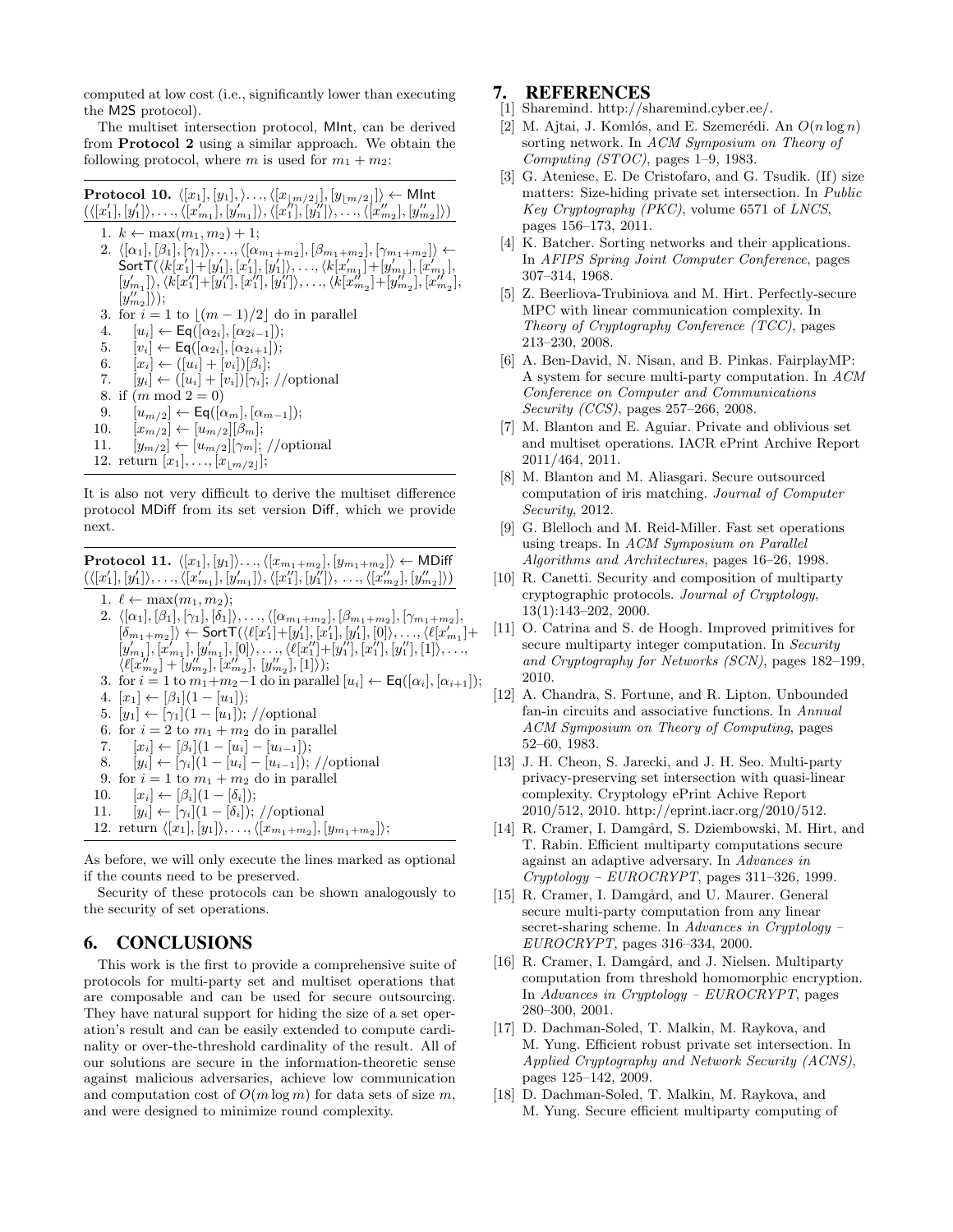computed at low cost (i.e., significantly lower than executing the M2S protocol).

The multiset intersection protocol, MInt, can be derived from **Protocol 2** using a similar approach. We obtain the following protocol, where $m$ is used for $m_1 + m_2$:

**Protocol 10.** $\langle [x_1], [y_1], \rangle \ldots, \langle [x_{\lfloor m/2 \rfloor}], [y_{\lfloor m/2 \rfloor}] \rangle \leftarrow \mathsf{MInt}$ $(\langle [x'_1], [y'_1] \rangle, \ldots, \langle [x'_{m_1}], [y'_{m_1}] \rangle, \langle [x''_1], [y''_1] \rangle, \ldots, \langle [x''_{m_2}], [y''_{m_2}] \rangle)$

1. $k \leftarrow \max(m_1, m_2) + 1$;
2. $\langle [\alpha_1], [\beta_1], [\gamma_1] \rangle, \ldots, \langle [\alpha_{m_1+m_2}], [\beta_{m_1+m_2}], [\gamma_{m_1+m_2}] \rangle \leftarrow \mathsf{SortT}(\langle k[x'_1]+[y'_1], [x'_1], [y'_1] \rangle, \ldots, \langle k[x'_{m_1}]+[y'_{m_1}], [x'_{m_1}], [y'_{m_1}] \rangle, \langle k[x''_1]+[y''_1], [x''_1], [y''_1] \rangle, \ldots, \langle k[x''_{m_2}]+[y''_{m_2}], [x''_{m_2}], [y''_{m_2}] \rangle)$;
3. for $i = 1$ to $\lfloor (m-1)/2 \rfloor$ do in parallel
4. $\quad [u_i] \leftarrow \mathsf{Eq}([\alpha_{2i}], [\alpha_{2i-1}])$;
5. $\quad [v_i] \leftarrow \mathsf{Eq}([\alpha_{2i}], [\alpha_{2i+1}])$;
6. $\quad [x_i] \leftarrow ([u_i] + [v_i])[\beta_i]$;
7. $\quad [y_i] \leftarrow ([u_i] + [v_i])[\gamma_i]$; //optional
8. if $(m \bmod 2 = 0)$
9. $\quad [u_{m/2}] \leftarrow \mathsf{Eq}([\alpha_m], [\alpha_{m-1}])$;
10. $\quad [x_{m/2}] \leftarrow [u_{m/2}][\beta_m]$;
11. $\quad [y_{m/2}] \leftarrow [u_{m/2}][\gamma_m]$; //optional
12. return $[x_1], \ldots, [x_{\lfloor m/2 \rfloor}]$;

It is also not very difficult to derive the multiset difference protocol MDiff from its set version Diff, which we provide next.

**Protocol 11.** $\langle [x_1], [y_1] \rangle \ldots, \langle [x_{m_1+m_2}], [y_{m_1+m_2}] \rangle \leftarrow \mathsf{MDiff}$ $(\langle [x'_1], [y'_1] \rangle, \ldots, \langle [x'_{m_1}], [y'_{m_1}] \rangle, \langle [x''_1], [y''_1] \rangle, \ldots, \langle [x''_{m_2}], [y''_{m_2}] \rangle)$

1. $\ell \leftarrow \max(m_1, m_2)$;
2. $\langle [\alpha_1], [\beta_1], [\gamma_1], [\delta_1] \rangle, \ldots, \langle [\alpha_{m_1+m_2}], [\beta_{m_1+m_2}], [\gamma_{m_1+m_2}], [\delta_{m_1+m_2}] \rangle \leftarrow \mathsf{SortT}(\langle \ell[x'_1]+[y'_1], [x'_1], [y'_1], [0] \rangle, \ldots, \langle \ell[x'_{m_1}]+[y'_{m_1}], [x'_{m_1}], [y'_{m_1}], [0] \rangle, \ldots, \langle \ell[x''_1]+[y''_1], [x''_1], [y''_1], [1] \rangle, \ldots, \langle \ell[x''_{m_2}] + [y''_{m_2}], [x''_{m_2}], [y''_{m_2}], [1] \rangle)$;
3. for $i = 1$ to $m_1+m_2-1$ do in parallel $[u_i] \leftarrow \mathsf{Eq}([\alpha_i], [\alpha_{i+1}])$;
4. $[x_1] \leftarrow [\beta_1](1 - [u_1])$;
5. $[y_1] \leftarrow [\gamma_1](1 - [u_1])$; //optional
6. for $i = 2$ to $m_1 + m_2$ do in parallel
7. $\quad [x_i] \leftarrow [\beta_i](1 - [u_i] - [u_{i-1}])$;
8. $\quad [y_i] \leftarrow [\gamma_i](1 - [u_i] - [u_{i-1}])$; //optional
9. for $i = 1$ to $m_1 + m_2$ do in parallel
10. $\quad [x_i] \leftarrow [\beta_i](1 - [\delta_i])$;
11. $\quad [y_i] \leftarrow [\gamma_i](1 - [\delta_i])$; //optional
12. return $\langle [x_1], [y_1] \rangle, \ldots, \langle [x_{m_1+m_2}], [y_{m_1+m_2}] \rangle$;

As before, we will only execute the lines marked as optional if the counts need to be preserved.

Security of these protocols can be shown analogously to the security of set operations.

## 6. CONCLUSIONS

This work is the first to provide a comprehensive suite of protocols for multi-party set and multiset operations that are composable and can be used for secure outsourcing. They have natural support for hiding the size of a set operation's result and can be easily extended to compute cardinality or over-the-threshold cardinality of the result. All of our solutions are secure in the information-theoretic sense against malicious adversaries, achieve low communication and computation cost of $O(m \log m)$ for data sets of size $m$, and were designed to minimize round complexity.

## 7. REFERENCES

[1] Sharemind. http://sharemind.cyber.ee/.

[2] M. Ajtai, J. Komlós, and E. Szemerédi. An $O(n \log n)$ sorting network. In *ACM Symposium on Theory of Computing (STOC)*, pages 1–9, 1983.

[3] G. Ateniese, E. De Cristofaro, and G. Tsudik. (If) size matters: Size-hiding private set intersection. In *Public Key Cryptography (PKC)*, volume 6571 of *LNCS*, pages 156–173, 2011.

[4] K. Batcher. Sorting networks and their applications. In *AFIPS Spring Joint Computer Conference*, pages 307–314, 1968.

[5] Z. Beerliova-Trubiniova and M. Hirt. Perfectly-secure MPC with linear communication complexity. In *Theory of Cryptography Conference (TCC)*, pages 213–230, 2008.

[6] A. Ben-David, N. Nisan, and B. Pinkas. FairplayMP: A system for secure multi-party computation. In *ACM Conference on Computer and Communications Security (CCS)*, pages 257–266, 2008.

[7] M. Blanton and E. Aguiar. Private and oblivious set and multiset operations. IACR ePrint Archive Report 2011/464, 2011.

[8] M. Blanton and M. Aliasgari. Secure outsourced computation of iris matching. *Journal of Computer Security*, 2012.

[9] G. Blelloch and M. Reid-Miller. Fast set operations using treaps. In *ACM Symposium on Parallel Algorithms and Architectures*, pages 16–26, 1998.

[10] R. Canetti. Security and composition of multiparty cryptographic protocols. *Journal of Cryptology*, 13(1):143–202, 2000.

[11] O. Catrina and S. de Hoogh. Improved primitives for secure multiparty integer computation. In *Security and Cryptography for Networks (SCN)*, pages 182–199, 2010.

[12] A. Chandra, S. Fortune, and R. Lipton. Unbounded fan-in circuits and associative functions. In *Annual ACM Symposium on Theory of Computing*, pages 52–60, 1983.

[13] J. H. Cheon, S. Jarecki, and J. H. Seo. Multi-party privacy-preserving set intersection with quasi-linear complexity. Cryptology ePrint Achive Report 2010/512, 2010. http://eprint.iacr.org/2010/512.

[14] R. Cramer, I. Damgård, S. Dziembowski, M. Hirt, and T. Rabin. Efficient multiparty computations secure against an adaptive adversary. In *Advances in Cryptology – EUROCRYPT*, pages 311–326, 1999.

[15] R. Cramer, I. Damgård, and U. Maurer. General secure multi-party computation from any linear secret-sharing scheme. In *Advances in Cryptology – EUROCRYPT*, pages 316–334, 2000.

[16] R. Cramer, I. Damgård, and J. Nielsen. Multiparty computation from threshold homomorphic encryption. In *Advances in Cryptology – EUROCRYPT*, pages 280–300, 2001.

[17] D. Dachman-Soled, T. Malkin, M. Raykova, and M. Yung. Efficient robust private set intersection. In *Applied Cryptography and Network Security (ACNS)*, pages 125–142, 2009.

[18] D. Dachman-Soled, T. Malkin, M. Raykova, and M. Yung. Secure efficient multiparty computing of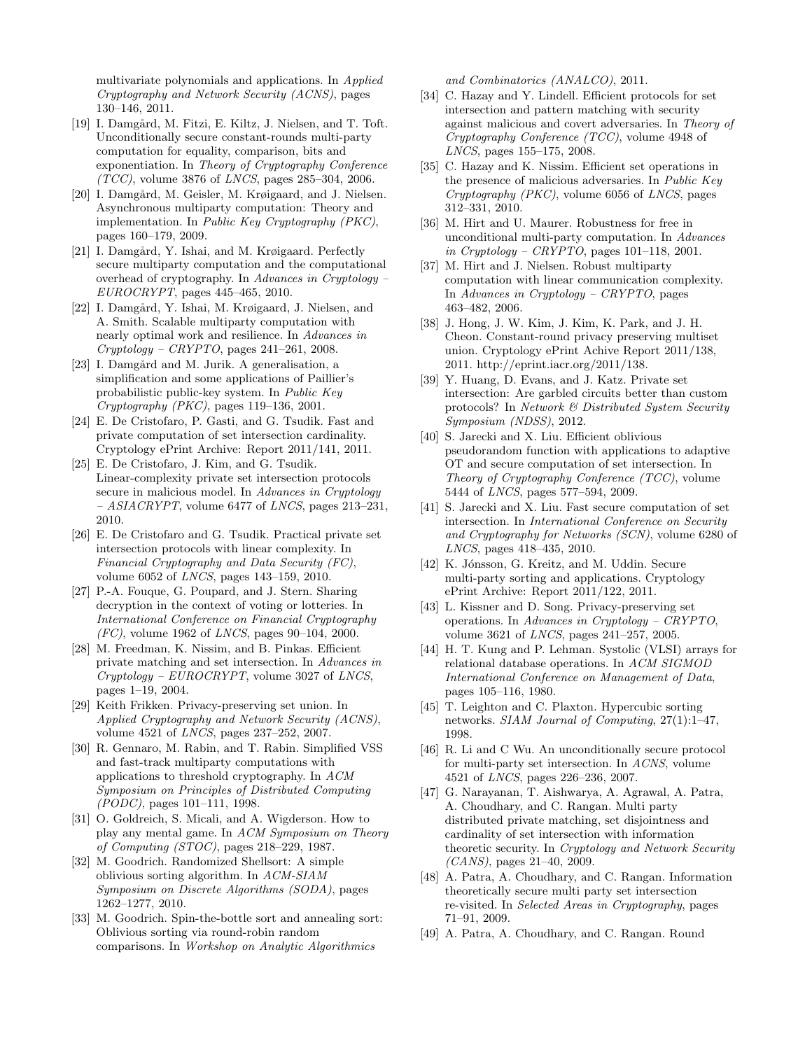multivariate polynomials and applications. In *Applied Cryptography and Network Security (ACNS)*, pages 130–146, 2011.

[19] I. Damgård, M. Fitzi, E. Kiltz, J. Nielsen, and T. Toft. Unconditionally secure constant-rounds multi-party computation for equality, comparison, bits and exponentiation. In *Theory of Cryptography Conference (TCC)*, volume 3876 of *LNCS*, pages 285–304, 2006.

[20] I. Damgård, M. Geisler, M. Krøigaard, and J. Nielsen. Asynchronous multiparty computation: Theory and implementation. In *Public Key Cryptography (PKC)*, pages 160–179, 2009.

[21] I. Damgård, Y. Ishai, and M. Krøigaard. Perfectly secure multiparty computation and the computational overhead of cryptography. In *Advances in Cryptology – EUROCRYPT*, pages 445–465, 2010.

[22] I. Damgård, Y. Ishai, M. Krøigaard, J. Nielsen, and A. Smith. Scalable multiparty computation with nearly optimal work and resilience. In *Advances in Cryptology – CRYPTO*, pages 241–261, 2008.

[23] I. Damgård and M. Jurik. A generalisation, a simplification and some applications of Paillier's probabilistic public-key system. In *Public Key Cryptography (PKC)*, pages 119–136, 2001.

[24] E. De Cristofaro, P. Gasti, and G. Tsudik. Fast and private computation of set intersection cardinality. Cryptology ePrint Archive: Report 2011/141, 2011.

[25] E. De Cristofaro, J. Kim, and G. Tsudik. Linear-complexity private set intersection protocols secure in malicious model. In *Advances in Cryptology – ASIACRYPT*, volume 6477 of *LNCS*, pages 213–231, 2010.

[26] E. De Cristofaro and G. Tsudik. Practical private set intersection protocols with linear complexity. In *Financial Cryptography and Data Security (FC)*, volume 6052 of *LNCS*, pages 143–159, 2010.

[27] P.-A. Fouque, G. Poupard, and J. Stern. Sharing decryption in the context of voting or lotteries. In *International Conference on Financial Cryptography (FC)*, volume 1962 of *LNCS*, pages 90–104, 2000.

[28] M. Freedman, K. Nissim, and B. Pinkas. Efficient private matching and set intersection. In *Advances in Cryptology – EUROCRYPT*, volume 3027 of *LNCS*, pages 1–19, 2004.

[29] Keith Frikken. Privacy-preserving set union. In *Applied Cryptography and Network Security (ACNS)*, volume 4521 of *LNCS*, pages 237–252, 2007.

[30] R. Gennaro, M. Rabin, and T. Rabin. Simplified VSS and fast-track multiparty computations with applications to threshold cryptography. In *ACM Symposium on Principles of Distributed Computing (PODC)*, pages 101–111, 1998.

[31] O. Goldreich, S. Micali, and A. Wigderson. How to play any mental game. In *ACM Symposium on Theory of Computing (STOC)*, pages 218–229, 1987.

[32] M. Goodrich. Randomized Shellsort: A simple oblivious sorting algorithm. In *ACM-SIAM Symposium on Discrete Algorithms (SODA)*, pages 1262–1277, 2010.

[33] M. Goodrich. Spin-the-bottle sort and annealing sort: Oblivious sorting via round-robin random comparisons. In *Workshop on Analytic Algorithmics and Combinatorics (ANALCO)*, 2011.

[34] C. Hazay and Y. Lindell. Efficient protocols for set intersection and pattern matching with security against malicious and covert adversaries. In *Theory of Cryptography Conference (TCC)*, volume 4948 of *LNCS*, pages 155–175, 2008.

[35] C. Hazay and K. Nissim. Efficient set operations in the presence of malicious adversaries. In *Public Key Cryptography (PKC)*, volume 6056 of *LNCS*, pages 312–331, 2010.

[36] M. Hirt and U. Maurer. Robustness for free in unconditional multi-party computation. In *Advances in Cryptology – CRYPTO*, pages 101–118, 2001.

[37] M. Hirt and J. Nielsen. Robust multiparty computation with linear communication complexity. In *Advances in Cryptology – CRYPTO*, pages 463–482, 2006.

[38] J. Hong, J. W. Kim, J. Kim, K. Park, and J. H. Cheon. Constant-round privacy preserving multiset union. Cryptology ePrint Achive Report 2011/138, 2011. http://eprint.iacr.org/2011/138.

[39] Y. Huang, D. Evans, and J. Katz. Private set intersection: Are garbled circuits better than custom protocols? In *Network & Distributed System Security Symposium (NDSS)*, 2012.

[40] S. Jarecki and X. Liu. Efficient oblivious pseudorandom function with applications to adaptive OT and secure computation of set intersection. In *Theory of Cryptography Conference (TCC)*, volume 5444 of *LNCS*, pages 577–594, 2009.

[41] S. Jarecki and X. Liu. Fast secure computation of set intersection. In *International Conference on Security and Cryptography for Networks (SCN)*, volume 6280 of *LNCS*, pages 418–435, 2010.

[42] K. Jónsson, G. Kreitz, and M. Uddin. Secure multi-party sorting and applications. Cryptology ePrint Archive: Report 2011/122, 2011.

[43] L. Kissner and D. Song. Privacy-preserving set operations. In *Advances in Cryptology – CRYPTO*, volume 3621 of *LNCS*, pages 241–257, 2005.

[44] H. T. Kung and P. Lehman. Systolic (VLSI) arrays for relational database operations. In *ACM SIGMOD International Conference on Management of Data*, pages 105–116, 1980.

[45] T. Leighton and C. Plaxton. Hypercubic sorting networks. *SIAM Journal of Computing*, 27(1):1–47, 1998.

[46] R. Li and C Wu. An unconditionally secure protocol for multi-party set intersection. In *ACNS*, volume 4521 of *LNCS*, pages 226–236, 2007.

[47] G. Narayanan, T. Aishwarya, A. Agrawal, A. Patra, A. Choudhary, and C. Rangan. Multi party distributed private matching, set disjointness and cardinality of set intersection with information theoretic security. In *Cryptology and Network Security (CANS)*, pages 21–40, 2009.

[48] A. Patra, A. Choudhary, and C. Rangan. Information theoretically secure multi party set intersection re-visited. In *Selected Areas in Cryptography*, pages 71–91, 2009.

[49] A. Patra, A. Choudhary, and C. Rangan. Round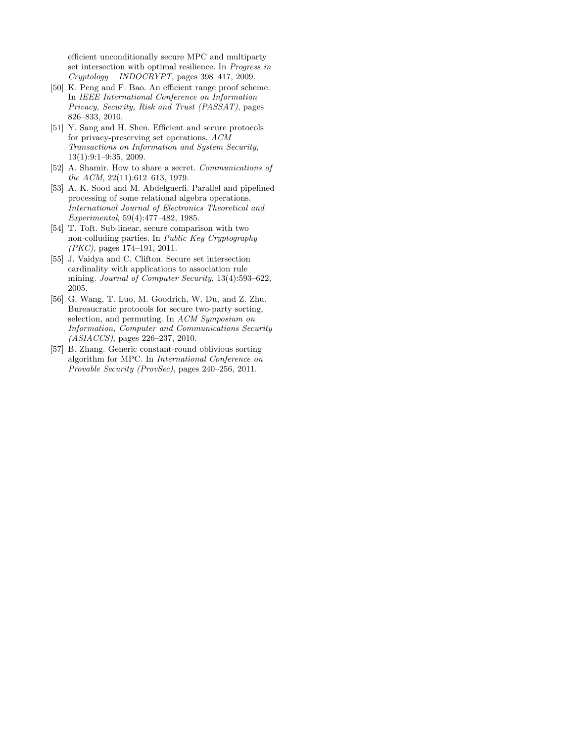efficient unconditionally secure MPC and multiparty set intersection with optimal resilience. In *Progress in Cryptology – INDOCRYPT*, pages 398–417, 2009.

[50] K. Peng and F. Bao. An efficient range proof scheme. In *IEEE International Conference on Information Privacy, Security, Risk and Trust (PASSAT)*, pages 826–833, 2010.

[51] Y. Sang and H. Shen. Efficient and secure protocols for privacy-preserving set operations. *ACM Transactions on Information and System Security*, 13(1):9:1–9:35, 2009.

[52] A. Shamir. How to share a secret. *Communications of the ACM*, 22(11):612–613, 1979.

[53] A. K. Sood and M. Abdelguerfi. Parallel and pipelined processing of some relational algebra operations. *International Journal of Electronics Theoretical and Experimental*, 59(4):477–482, 1985.

[54] T. Toft. Sub-linear, secure comparison with two non-colluding parties. In *Public Key Cryptography (PKC)*, pages 174–191, 2011.

[55] J. Vaidya and C. Clifton. Secure set intersection cardinality with applications to association rule mining. *Journal of Computer Security*, 13(4):593–622, 2005.

[56] G. Wang, T. Luo, M. Goodrich, W. Du, and Z. Zhu. Bureaucratic protocols for secure two-party sorting, selection, and permuting. In *ACM Symposium on Information, Computer and Communications Security (ASIACCS)*, pages 226–237, 2010.

[57] B. Zhang. Generic constant-round oblivious sorting algorithm for MPC. In *International Conference on Provable Security (ProvSec)*, pages 240–256, 2011.